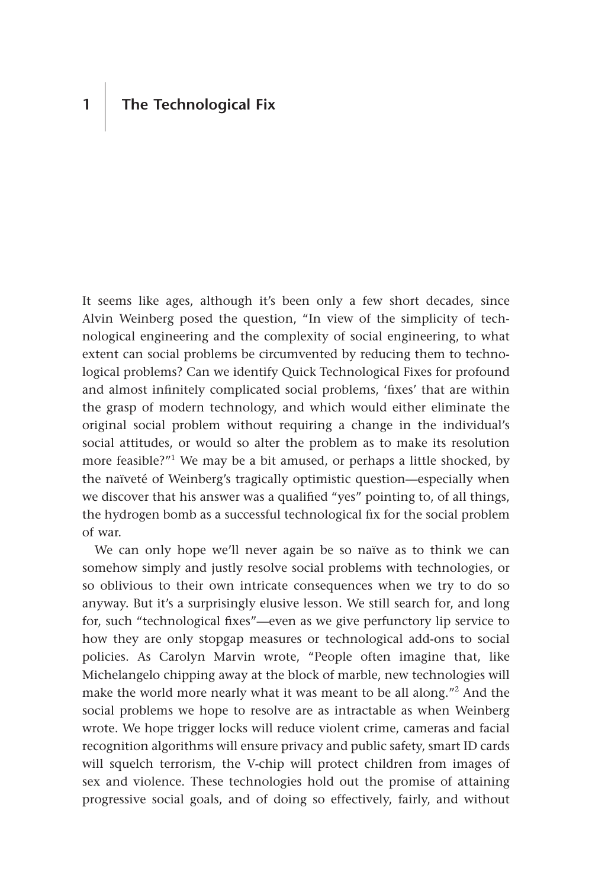# 1 The Technological Fix

It seems like ages, although it's been only a few short decades, since Alvin Weinberg posed the question, "In view of the simplicity of technological engineering and the complexity of social engineering, to what extent can social problems be circumvented by reducing them to technological problems? Can we identify Quick Technological Fixes for profound and almost infinitely complicated social problems, 'fixes' that are within the grasp of modern technology, and which would either eliminate the original social problem without requiring a change in the individual's social attitudes, or would so alter the problem as to make its resolution more feasible?"[1] We may be a bit amused, or perhaps a little shocked, by the naïveté of Weinberg's tragically optimistic question—especially when we discover that his answer was a qualified "yes" pointing to, of all things, the hydrogen bomb as a successful technological fix for the social problem of war.

We can only hope we'll never again be so naïve as to think we can somehow simply and justly resolve social problems with technologies, or so oblivious to their own intricate consequences when we try to do so anyway. But it's a surprisingly elusive lesson. We still search for, and long for, such "technological fixes"—even as we give perfunctory lip service to how they are only stopgap measures or technological add-ons to social policies. As Carolyn Marvin wrote, "People often imagine that, like Michelangelo chipping away at the block of marble, new technologies will make the world more nearly what it was meant to be all along."[2] And the social problems we hope to resolve are as intractable as when Weinberg wrote. We hope trigger locks will reduce violent crime, cameras and facial recognition algorithms will ensure privacy and public safety, smart ID cards will squelch terrorism, the V-chip will protect children from images of sex and violence. These technologies hold out the promise of attaining progressive social goals, and of doing so effectively, fairly, and without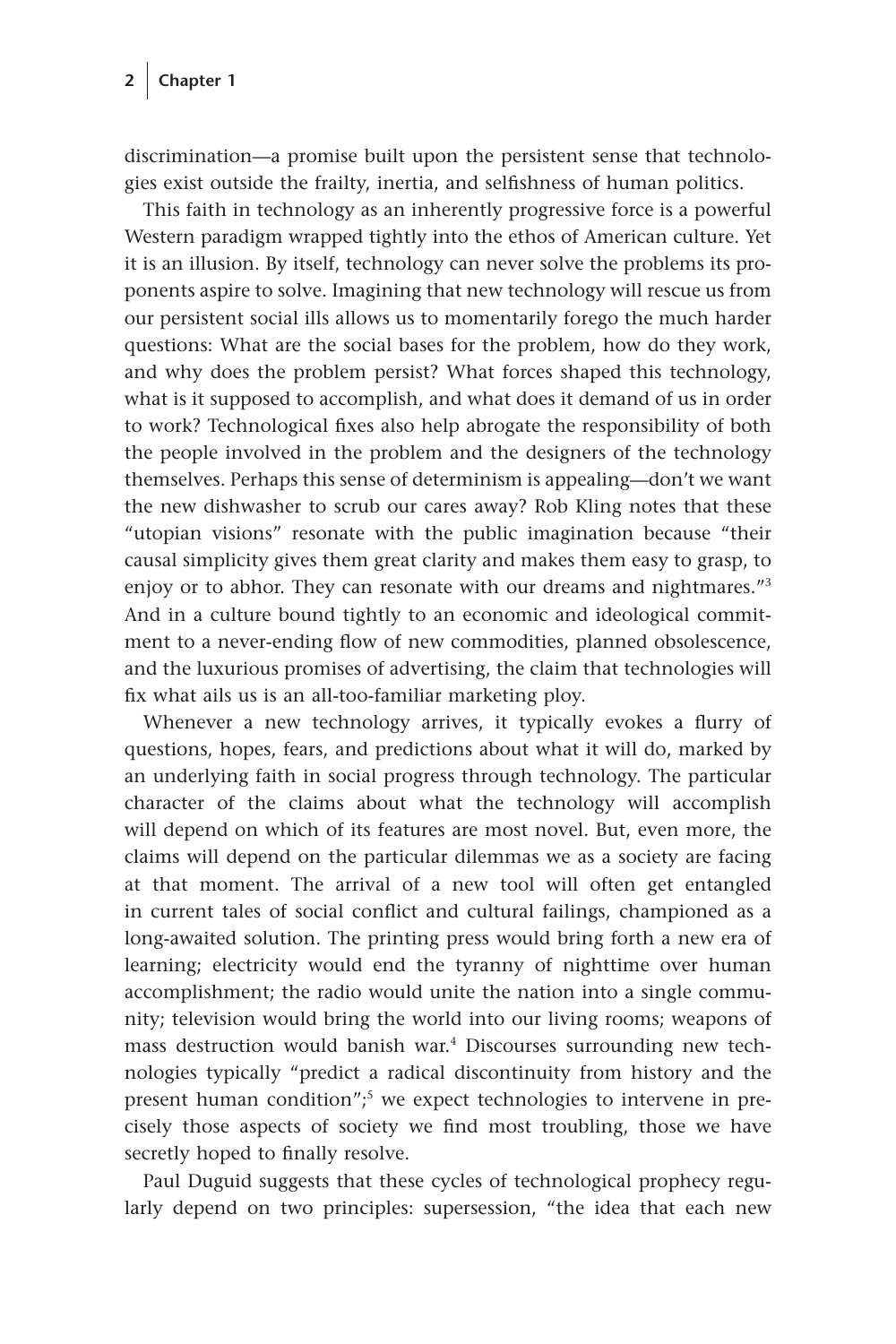discrimination—a promise built upon the persistent sense that technologies exist outside the frailty, inertia, and selfishness of human politics.

This faith in technology as an inherently progressive force is a powerful Western paradigm wrapped tightly into the ethos of American culture. Yet it is an illusion. By itself, technology can never solve the problems its proponents aspire to solve. Imagining that new technology will rescue us from our persistent social ills allows us to momentarily forego the much harder questions: What are the social bases for the problem, how do they work, and why does the problem persist? What forces shaped this technology, what is it supposed to accomplish, and what does it demand of us in order to work? Technological fixes also help abrogate the responsibility of both the people involved in the problem and the designers of the technology themselves. Perhaps this sense of determinism is appealing—don't we want the new dishwasher to scrub our cares away? Rob Kling notes that these "utopian visions" resonate with the public imagination because "their causal simplicity gives them great clarity and makes them easy to grasp, to enjoy or to abhor. They can resonate with our dreams and nightmares."[3] And in a culture bound tightly to an economic and ideological commitment to a never-ending flow of new commodities, planned obsolescence, and the luxurious promises of advertising, the claim that technologies will fix what ails us is an all-too-familiar marketing ploy.

Whenever a new technology arrives, it typically evokes a flurry of questions, hopes, fears, and predictions about what it will do, marked by an underlying faith in social progress through technology. The particular character of the claims about what the technology will accomplish will depend on which of its features are most novel. But, even more, the claims will depend on the particular dilemmas we as a society are facing at that moment. The arrival of a new tool will often get entangled in current tales of social conflict and cultural failings, championed as a long-awaited solution. The printing press would bring forth a new era of learning; electricity would end the tyranny of nighttime over human accomplishment; the radio would unite the nation into a single community; television would bring the world into our living rooms; weapons of mass destruction would banish war.[4] Discourses surrounding new technologies typically "predict a radical discontinuity from history and the present human condition";[5] we expect technologies to intervene in precisely those aspects of society we find most troubling, those we have secretly hoped to finally resolve.

Paul Duguid suggests that these cycles of technological prophecy regularly depend on two principles: supersession, "the idea that each new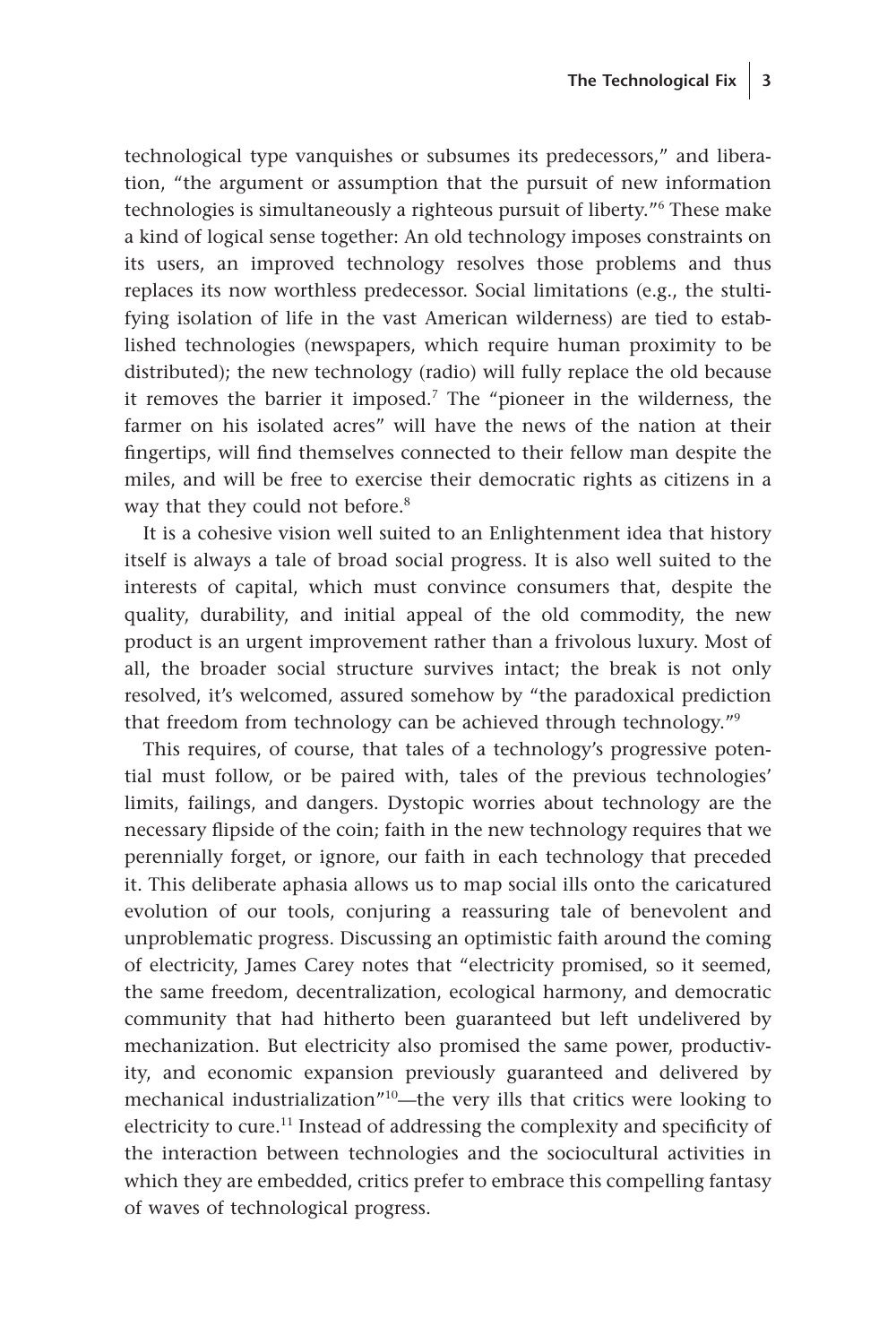technological type vanquishes or subsumes its predecessors," and liberation, "the argument or assumption that the pursuit of new information technologies is simultaneously a righteous pursuit of liberty."[6] These make a kind of logical sense together: An old technology imposes constraints on its users, an improved technology resolves those problems and thus replaces its now worthless predecessor. Social limitations (e.g., the stultifying isolation of life in the vast American wilderness) are tied to established technologies (newspapers, which require human proximity to be distributed); the new technology (radio) will fully replace the old because it removes the barrier it imposed.[7] The "pioneer in the wilderness, the farmer on his isolated acres" will have the news of the nation at their fingertips, will find themselves connected to their fellow man despite the miles, and will be free to exercise their democratic rights as citizens in a way that they could not before.[8]

It is a cohesive vision well suited to an Enlightenment idea that history itself is always a tale of broad social progress. It is also well suited to the interests of capital, which must convince consumers that, despite the quality, durability, and initial appeal of the old commodity, the new product is an urgent improvement rather than a frivolous luxury. Most of all, the broader social structure survives intact; the break is not only resolved, it's welcomed, assured somehow by "the paradoxical prediction that freedom from technology can be achieved through technology."[9]

This requires, of course, that tales of a technology's progressive potential must follow, or be paired with, tales of the previous technologies' limits, failings, and dangers. Dystopic worries about technology are the necessary flipside of the coin; faith in the new technology requires that we perennially forget, or ignore, our faith in each technology that preceded it. This deliberate aphasia allows us to map social ills onto the caricatured evolution of our tools, conjuring a reassuring tale of benevolent and unproblematic progress. Discussing an optimistic faith around the coming of electricity, James Carey notes that "electricity promised, so it seemed, the same freedom, decentralization, ecological harmony, and democratic community that had hitherto been guaranteed but left undelivered by mechanization. But electricity also promised the same power, productivity, and economic expansion previously guaranteed and delivered by mechanical industrialization"[10]—the very ills that critics were looking to electricity to cure.[11] Instead of addressing the complexity and specificity of the interaction between technologies and the sociocultural activities in which they are embedded, critics prefer to embrace this compelling fantasy of waves of technological progress.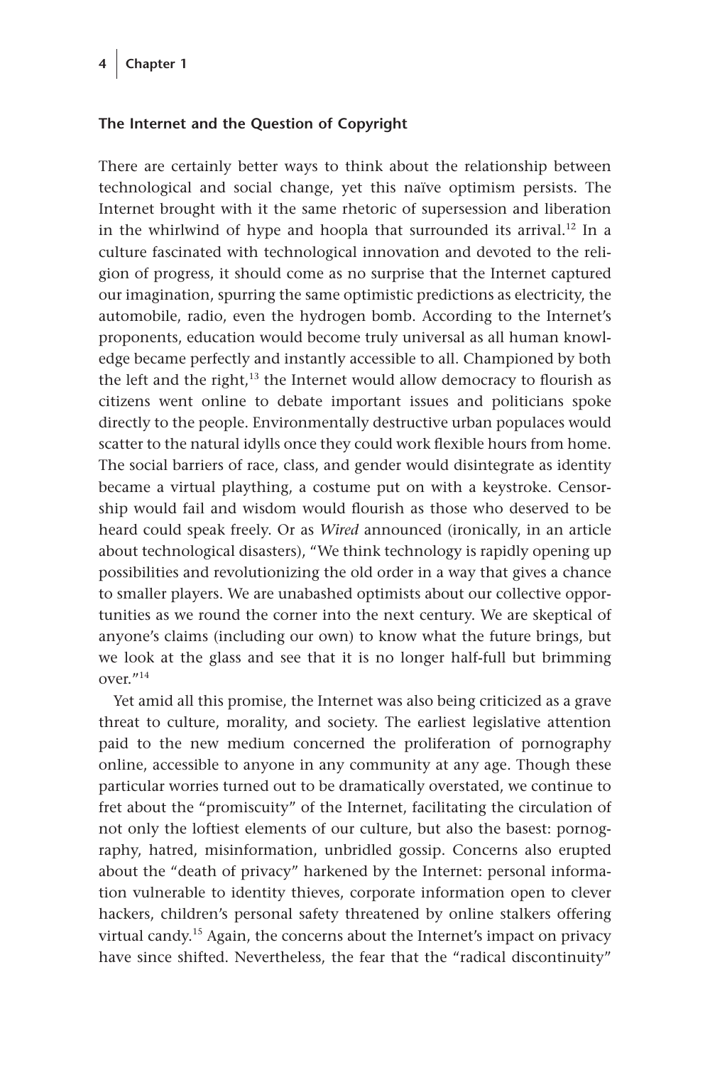### The Internet and the Question of Copyright

There are certainly better ways to think about the relationship between technological and social change, yet this naïve optimism persists. The Internet brought with it the same rhetoric of supersession and liberation in the whirlwind of hype and hoopla that surrounded its arrival.[12] In a culture fascinated with technological innovation and devoted to the religion of progress, it should come as no surprise that the Internet captured our imagination, spurring the same optimistic predictions as electricity, the automobile, radio, even the hydrogen bomb. According to the Internet's proponents, education would become truly universal as all human knowledge became perfectly and instantly accessible to all. Championed by both the left and the right,[13] the Internet would allow democracy to flourish as citizens went online to debate important issues and politicians spoke directly to the people. Environmentally destructive urban populaces would scatter to the natural idylls once they could work flexible hours from home. The social barriers of race, class, and gender would disintegrate as identity became a virtual plaything, a costume put on with a keystroke. Censorship would fail and wisdom would flourish as those who deserved to be heard could speak freely. Or as *Wired* announced (ironically, in an article about technological disasters), "We think technology is rapidly opening up possibilities and revolutionizing the old order in a way that gives a chance to smaller players. We are unabashed optimists about our collective opportunities as we round the corner into the next century. We are skeptical of anyone's claims (including our own) to know what the future brings, but we look at the glass and see that it is no longer half-full but brimming over."[14]

Yet amid all this promise, the Internet was also being criticized as a grave threat to culture, morality, and society. The earliest legislative attention paid to the new medium concerned the proliferation of pornography online, accessible to anyone in any community at any age. Though these particular worries turned out to be dramatically overstated, we continue to fret about the "promiscuity" of the Internet, facilitating the circulation of not only the loftiest elements of our culture, but also the basest: pornography, hatred, misinformation, unbridled gossip. Concerns also erupted about the "death of privacy" harkened by the Internet: personal information vulnerable to identity thieves, corporate information open to clever hackers, children's personal safety threatened by online stalkers offering virtual candy.[15] Again, the concerns about the Internet's impact on privacy have since shifted. Nevertheless, the fear that the "radical discontinuity"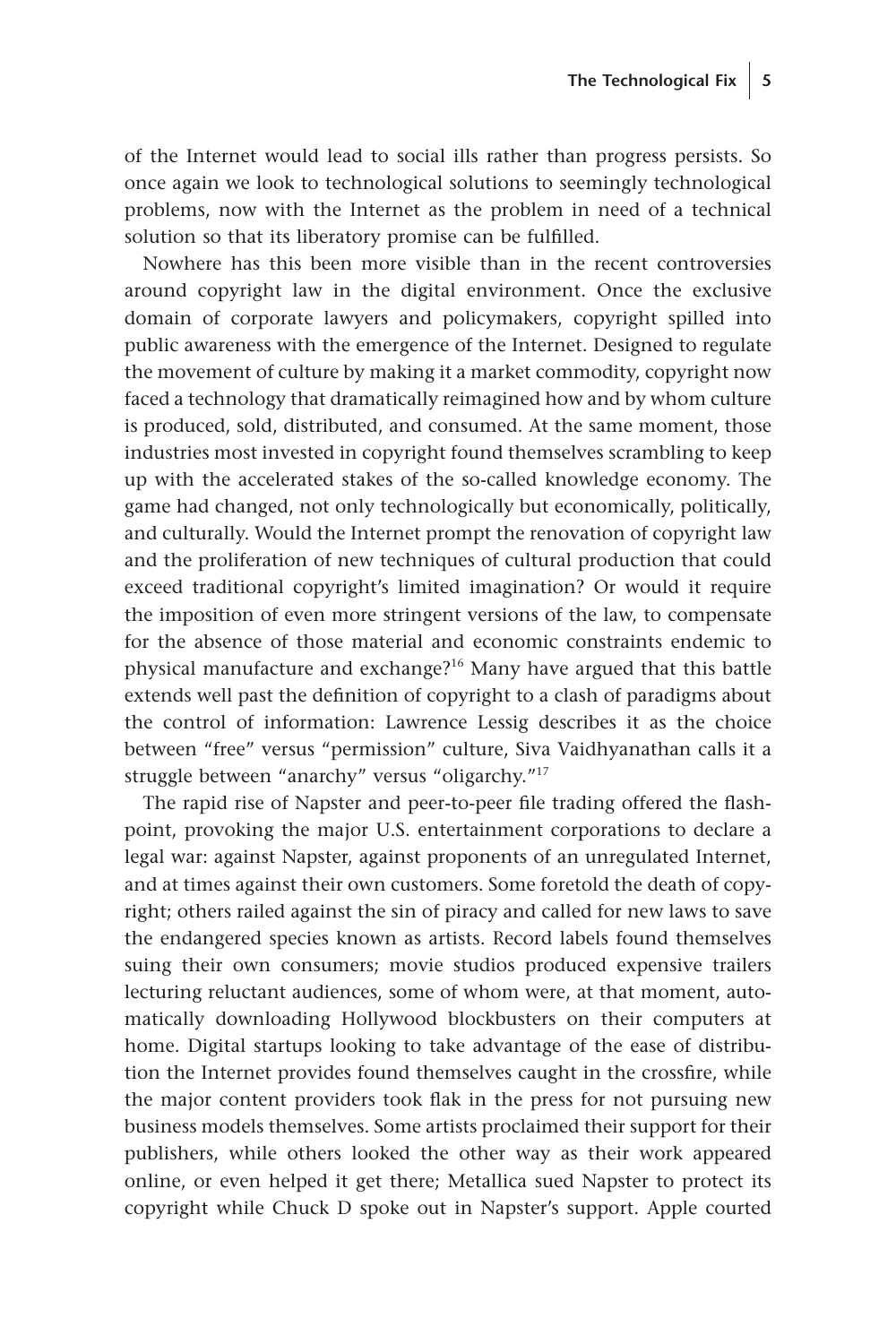of the Internet would lead to social ills rather than progress persists. So once again we look to technological solutions to seemingly technological problems, now with the Internet as the problem in need of a technical solution so that its liberatory promise can be fulfilled.

Nowhere has this been more visible than in the recent controversies around copyright law in the digital environment. Once the exclusive domain of corporate lawyers and policymakers, copyright spilled into public awareness with the emergence of the Internet. Designed to regulate the movement of culture by making it a market commodity, copyright now faced a technology that dramatically reimagined how and by whom culture is produced, sold, distributed, and consumed. At the same moment, those industries most invested in copyright found themselves scrambling to keep up with the accelerated stakes of the so-called knowledge economy. The game had changed, not only technologically but economically, politically, and culturally. Would the Internet prompt the renovation of copyright law and the proliferation of new techniques of cultural production that could exceed traditional copyright's limited imagination? Or would it require the imposition of even more stringent versions of the law, to compensate for the absence of those material and economic constraints endemic to physical manufacture and exchange?[16] Many have argued that this battle extends well past the definition of copyright to a clash of paradigms about the control of information: Lawrence Lessig describes it as the choice between "free" versus "permission" culture, Siva Vaidhyanathan calls it a struggle between "anarchy" versus "oligarchy."[17]

The rapid rise of Napster and peer-to-peer file trading offered the flashpoint, provoking the major U.S. entertainment corporations to declare a legal war: against Napster, against proponents of an unregulated Internet, and at times against their own customers. Some foretold the death of copyright; others railed against the sin of piracy and called for new laws to save the endangered species known as artists. Record labels found themselves suing their own consumers; movie studios produced expensive trailers lecturing reluctant audiences, some of whom were, at that moment, automatically downloading Hollywood blockbusters on their computers at home. Digital startups looking to take advantage of the ease of distribution the Internet provides found themselves caught in the crossfire, while the major content providers took flak in the press for not pursuing new business models themselves. Some artists proclaimed their support for their publishers, while others looked the other way as their work appeared online, or even helped it get there; Metallica sued Napster to protect its copyright while Chuck D spoke out in Napster's support. Apple courted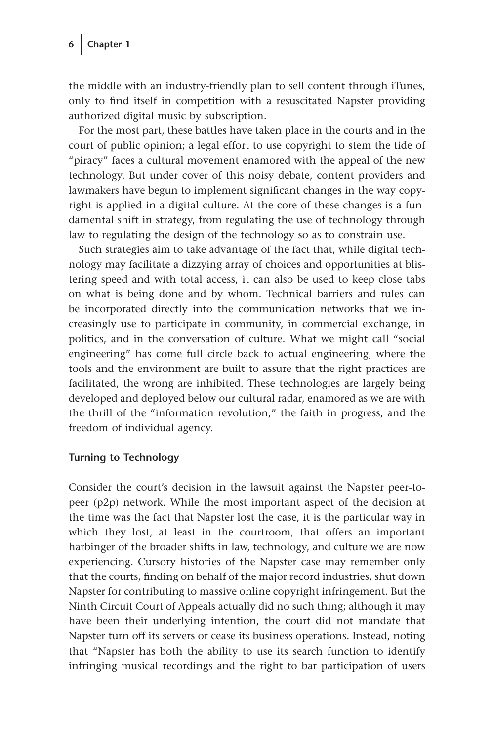the middle with an industry-friendly plan to sell content through iTunes, only to find itself in competition with a resuscitated Napster providing authorized digital music by subscription.

For the most part, these battles have taken place in the courts and in the court of public opinion; a legal effort to use copyright to stem the tide of "piracy" faces a cultural movement enamored with the appeal of the new technology. But under cover of this noisy debate, content providers and lawmakers have begun to implement significant changes in the way copyright is applied in a digital culture. At the core of these changes is a fundamental shift in strategy, from regulating the use of technology through law to regulating the design of the technology so as to constrain use.

Such strategies aim to take advantage of the fact that, while digital technology may facilitate a dizzying array of choices and opportunities at blistering speed and with total access, it can also be used to keep close tabs on what is being done and by whom. Technical barriers and rules can be incorporated directly into the communication networks that we increasingly use to participate in community, in commercial exchange, in politics, and in the conversation of culture. What we might call "social engineering" has come full circle back to actual engineering, where the tools and the environment are built to assure that the right practices are facilitated, the wrong are inhibited. These technologies are largely being developed and deployed below our cultural radar, enamored as we are with the thrill of the "information revolution," the faith in progress, and the freedom of individual agency.

### Turning to Technology

Consider the court's decision in the lawsuit against the Napster peer-to-peer (p2p) network. While the most important aspect of the decision at the time was the fact that Napster lost the case, it is the particular way in which they lost, at least in the courtroom, that offers an important harbinger of the broader shifts in law, technology, and culture we are now experiencing. Cursory histories of the Napster case may remember only that the courts, finding on behalf of the major record industries, shut down Napster for contributing to massive online copyright infringement. But the Ninth Circuit Court of Appeals actually did no such thing; although it may have been their underlying intention, the court did not mandate that Napster turn off its servers or cease its business operations. Instead, noting that "Napster has both the ability to use its search function to identify infringing musical recordings and the right to bar participation of users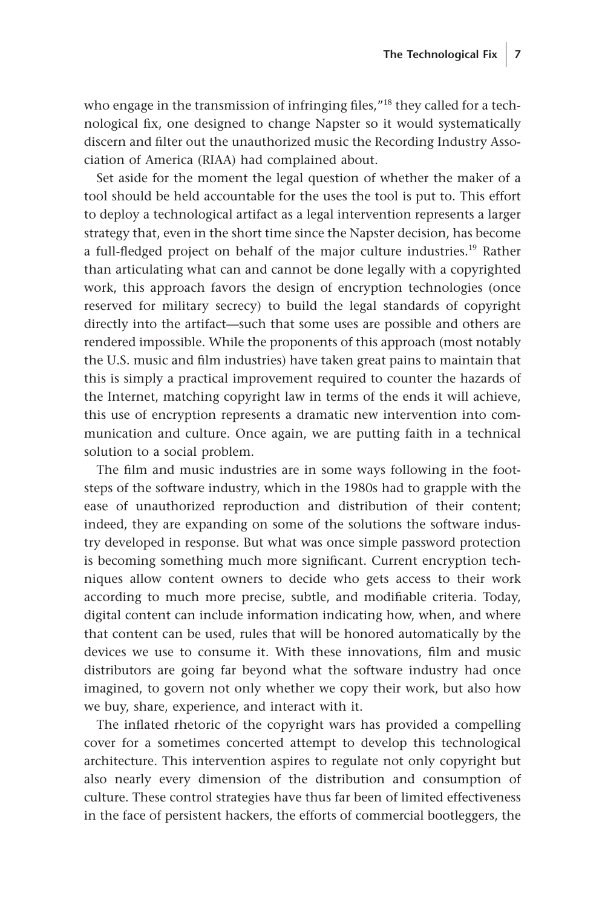who engage in the transmission of infringing files,"[18] they called for a technological fix, one designed to change Napster so it would systematically discern and filter out the unauthorized music the Recording Industry Association of America (RIAA) had complained about.

Set aside for the moment the legal question of whether the maker of a tool should be held accountable for the uses the tool is put to. This effort to deploy a technological artifact as a legal intervention represents a larger strategy that, even in the short time since the Napster decision, has become a full-fledged project on behalf of the major culture industries.[19] Rather than articulating what can and cannot be done legally with a copyrighted work, this approach favors the design of encryption technologies (once reserved for military secrecy) to build the legal standards of copyright directly into the artifact—such that some uses are possible and others are rendered impossible. While the proponents of this approach (most notably the U.S. music and film industries) have taken great pains to maintain that this is simply a practical improvement required to counter the hazards of the Internet, matching copyright law in terms of the ends it will achieve, this use of encryption represents a dramatic new intervention into communication and culture. Once again, we are putting faith in a technical solution to a social problem.

The film and music industries are in some ways following in the footsteps of the software industry, which in the 1980s had to grapple with the ease of unauthorized reproduction and distribution of their content; indeed, they are expanding on some of the solutions the software industry developed in response. But what was once simple password protection is becoming something much more significant. Current encryption techniques allow content owners to decide who gets access to their work according to much more precise, subtle, and modifiable criteria. Today, digital content can include information indicating how, when, and where that content can be used, rules that will be honored automatically by the devices we use to consume it. With these innovations, film and music distributors are going far beyond what the software industry had once imagined, to govern not only whether we copy their work, but also how we buy, share, experience, and interact with it.

The inflated rhetoric of the copyright wars has provided a compelling cover for a sometimes concerted attempt to develop this technological architecture. This intervention aspires to regulate not only copyright but also nearly every dimension of the distribution and consumption of culture. These control strategies have thus far been of limited effectiveness in the face of persistent hackers, the efforts of commercial bootleggers, the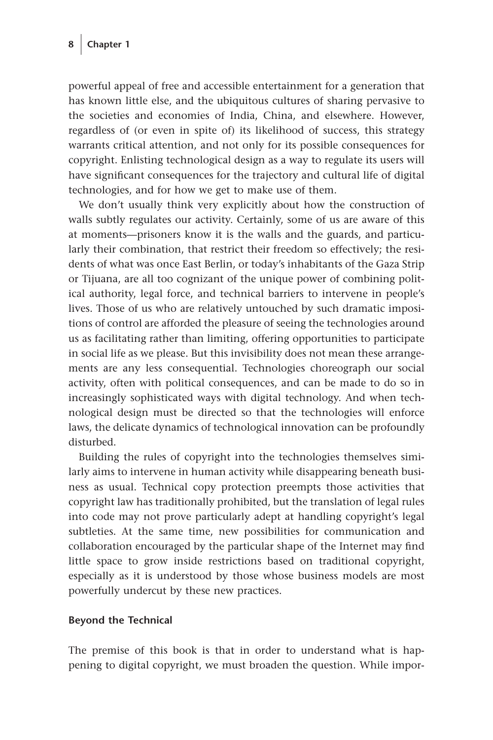powerful appeal of free and accessible entertainment for a generation that has known little else, and the ubiquitous cultures of sharing pervasive to the societies and economies of India, China, and elsewhere. However, regardless of (or even in spite of) its likelihood of success, this strategy warrants critical attention, and not only for its possible consequences for copyright. Enlisting technological design as a way to regulate its users will have significant consequences for the trajectory and cultural life of digital technologies, and for how we get to make use of them.

We don't usually think very explicitly about how the construction of walls subtly regulates our activity. Certainly, some of us are aware of this at moments—prisoners know it is the walls and the guards, and particularly their combination, that restrict their freedom so effectively; the residents of what was once East Berlin, or today's inhabitants of the Gaza Strip or Tijuana, are all too cognizant of the unique power of combining political authority, legal force, and technical barriers to intervene in people's lives. Those of us who are relatively untouched by such dramatic impositions of control are afforded the pleasure of seeing the technologies around us as facilitating rather than limiting, offering opportunities to participate in social life as we please. But this invisibility does not mean these arrangements are any less consequential. Technologies choreograph our social activity, often with political consequences, and can be made to do so in increasingly sophisticated ways with digital technology. And when technological design must be directed so that the technologies will enforce laws, the delicate dynamics of technological innovation can be profoundly disturbed.

Building the rules of copyright into the technologies themselves similarly aims to intervene in human activity while disappearing beneath business as usual. Technical copy protection preempts those activities that copyright law has traditionally prohibited, but the translation of legal rules into code may not prove particularly adept at handling copyright's legal subtleties. At the same time, new possibilities for communication and collaboration encouraged by the particular shape of the Internet may find little space to grow inside restrictions based on traditional copyright, especially as it is understood by those whose business models are most powerfully undercut by these new practices.

### Beyond the Technical

The premise of this book is that in order to understand what is happening to digital copyright, we must broaden the question. While impor-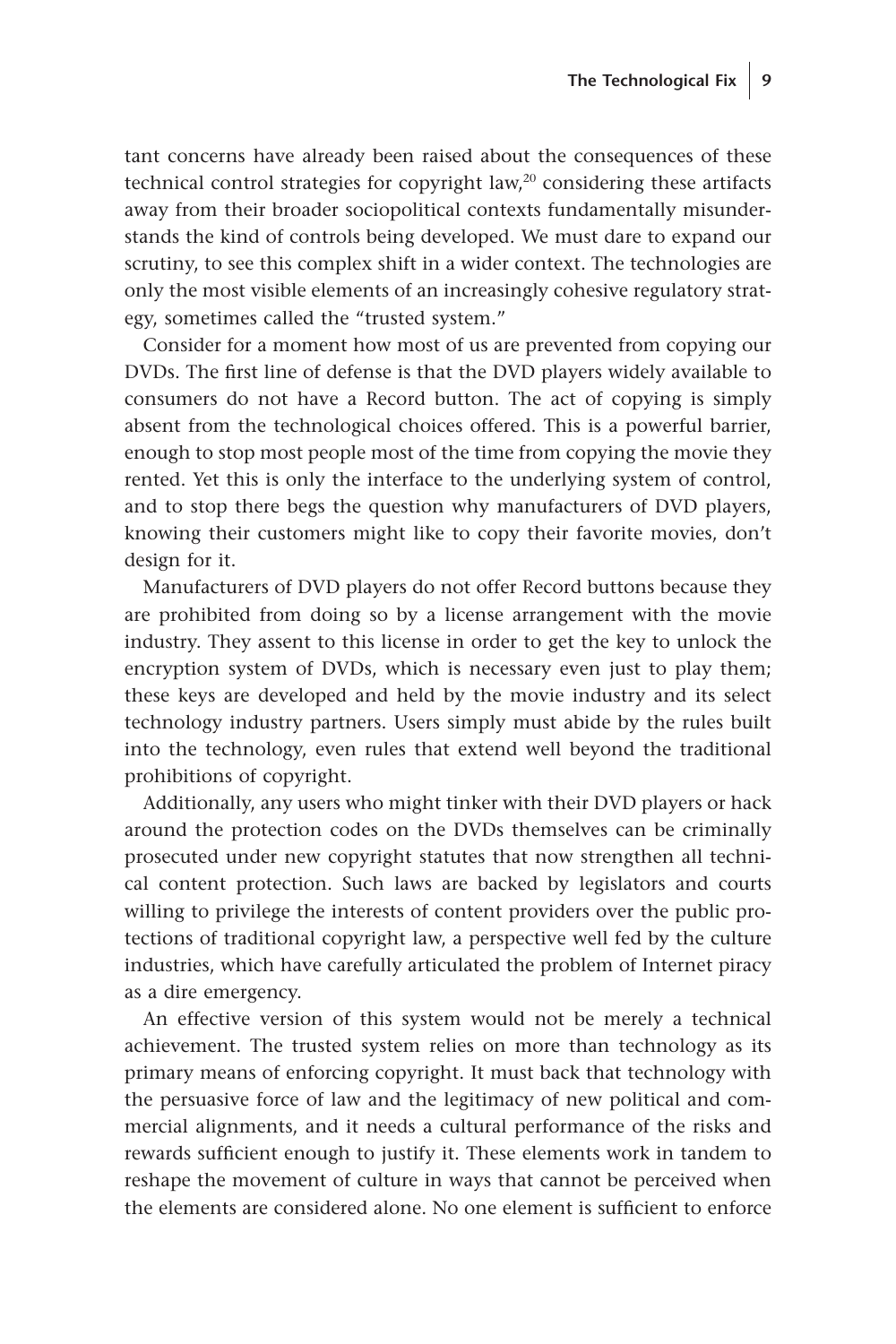tant concerns have already been raised about the consequences of these technical control strategies for copyright law,[20] considering these artifacts away from their broader sociopolitical contexts fundamentally misunderstands the kind of controls being developed. We must dare to expand our scrutiny, to see this complex shift in a wider context. The technologies are only the most visible elements of an increasingly cohesive regulatory strategy, sometimes called the "trusted system."

Consider for a moment how most of us are prevented from copying our DVDs. The first line of defense is that the DVD players widely available to consumers do not have a Record button. The act of copying is simply absent from the technological choices offered. This is a powerful barrier, enough to stop most people most of the time from copying the movie they rented. Yet this is only the interface to the underlying system of control, and to stop there begs the question why manufacturers of DVD players, knowing their customers might like to copy their favorite movies, don't design for it.

Manufacturers of DVD players do not offer Record buttons because they are prohibited from doing so by a license arrangement with the movie industry. They assent to this license in order to get the key to unlock the encryption system of DVDs, which is necessary even just to play them; these keys are developed and held by the movie industry and its select technology industry partners. Users simply must abide by the rules built into the technology, even rules that extend well beyond the traditional prohibitions of copyright.

Additionally, any users who might tinker with their DVD players or hack around the protection codes on the DVDs themselves can be criminally prosecuted under new copyright statutes that now strengthen all technical content protection. Such laws are backed by legislators and courts willing to privilege the interests of content providers over the public protections of traditional copyright law, a perspective well fed by the culture industries, which have carefully articulated the problem of Internet piracy as a dire emergency.

An effective version of this system would not be merely a technical achievement. The trusted system relies on more than technology as its primary means of enforcing copyright. It must back that technology with the persuasive force of law and the legitimacy of new political and commercial alignments, and it needs a cultural performance of the risks and rewards sufficient enough to justify it. These elements work in tandem to reshape the movement of culture in ways that cannot be perceived when the elements are considered alone. No one element is sufficient to enforce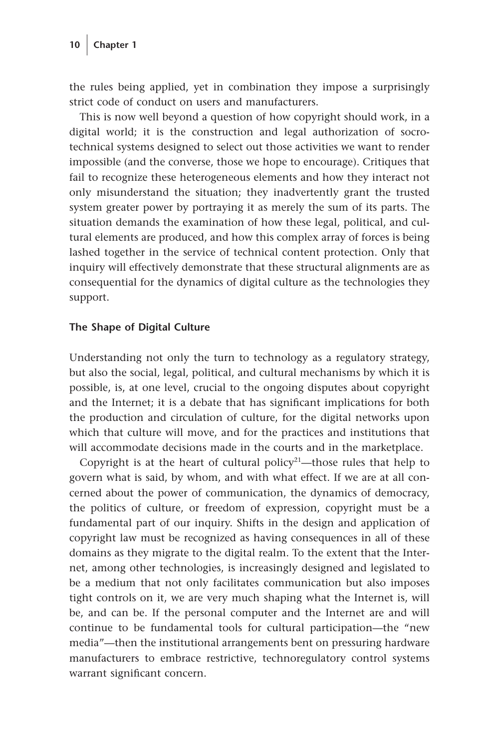the rules being applied, yet in combination they impose a surprisingly strict code of conduct on users and manufacturers.

This is now well beyond a question of how copyright should work, in a digital world; it is the construction and legal authorization of socrotechnical systems designed to select out those activities we want to render impossible (and the converse, those we hope to encourage). Critiques that fail to recognize these heterogeneous elements and how they interact not only misunderstand the situation; they inadvertently grant the trusted system greater power by portraying it as merely the sum of its parts. The situation demands the examination of how these legal, political, and cultural elements are produced, and how this complex array of forces is being lashed together in the service of technical content protection. Only that inquiry will effectively demonstrate that these structural alignments are as consequential for the dynamics of digital culture as the technologies they support.

### The Shape of Digital Culture

Understanding not only the turn to technology as a regulatory strategy, but also the social, legal, political, and cultural mechanisms by which it is possible, is, at one level, crucial to the ongoing disputes about copyright and the Internet; it is a debate that has significant implications for both the production and circulation of culture, for the digital networks upon which that culture will move, and for the practices and institutions that will accommodate decisions made in the courts and in the marketplace.

Copyright is at the heart of cultural policy[21]—those rules that help to govern what is said, by whom, and with what effect. If we are at all concerned about the power of communication, the dynamics of democracy, the politics of culture, or freedom of expression, copyright must be a fundamental part of our inquiry. Shifts in the design and application of copyright law must be recognized as having consequences in all of these domains as they migrate to the digital realm. To the extent that the Internet, among other technologies, is increasingly designed and legislated to be a medium that not only facilitates communication but also imposes tight controls on it, we are very much shaping what the Internet is, will be, and can be. If the personal computer and the Internet are and will continue to be fundamental tools for cultural participation—the "new media"—then the institutional arrangements bent on pressuring hardware manufacturers to embrace restrictive, technoregulatory control systems warrant significant concern.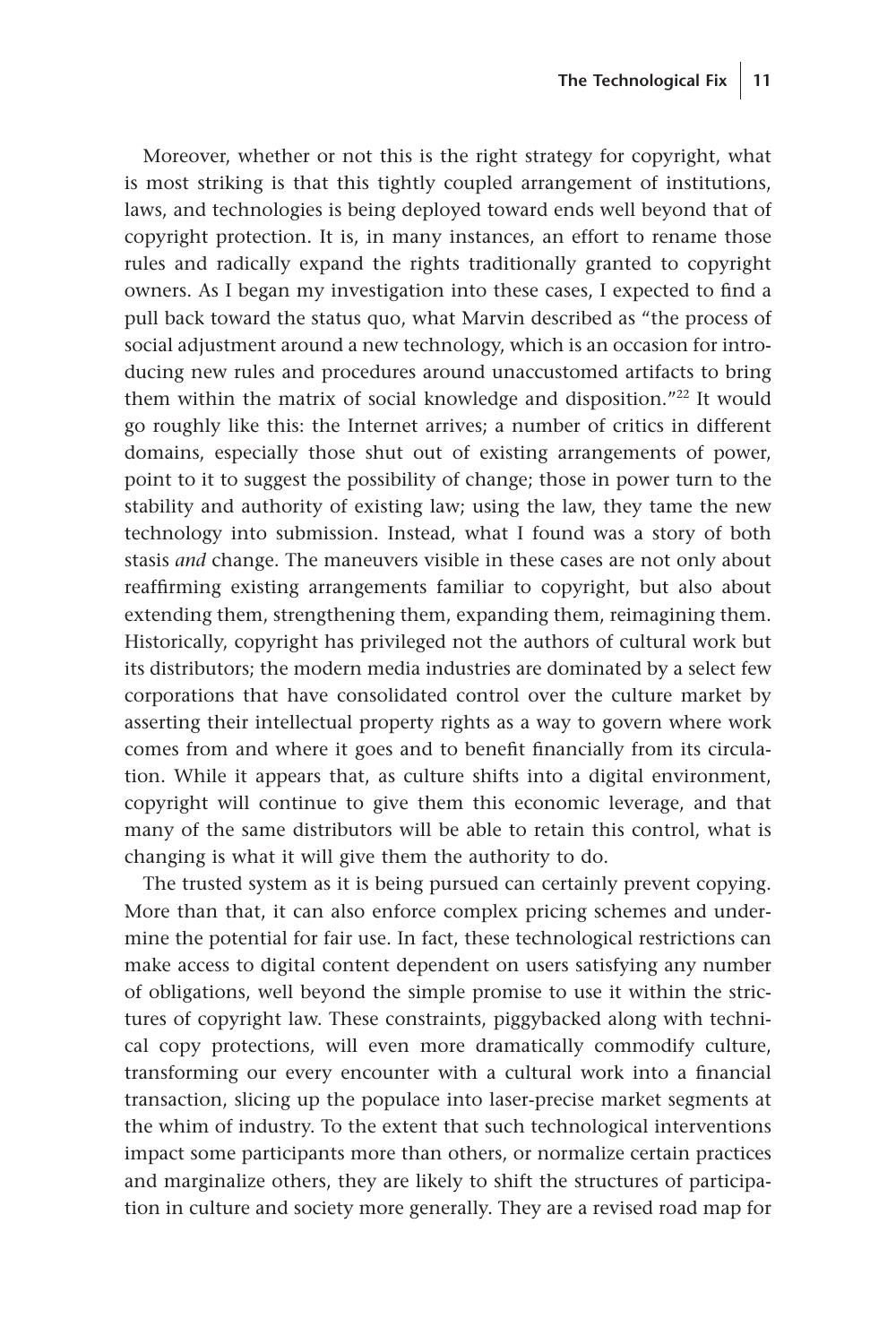Moreover, whether or not this is the right strategy for copyright, what is most striking is that this tightly coupled arrangement of institutions, laws, and technologies is being deployed toward ends well beyond that of copyright protection. It is, in many instances, an effort to rename those rules and radically expand the rights traditionally granted to copyright owners. As I began my investigation into these cases, I expected to find a pull back toward the status quo, what Marvin described as "the process of social adjustment around a new technology, which is an occasion for introducing new rules and procedures around unaccustomed artifacts to bring them within the matrix of social knowledge and disposition."[22] It would go roughly like this: the Internet arrives; a number of critics in different domains, especially those shut out of existing arrangements of power, point to it to suggest the possibility of change; those in power turn to the stability and authority of existing law; using the law, they tame the new technology into submission. Instead, what I found was a story of both stasis *and* change. The maneuvers visible in these cases are not only about reaffirming existing arrangements familiar to copyright, but also about extending them, strengthening them, expanding them, reimagining them. Historically, copyright has privileged not the authors of cultural work but its distributors; the modern media industries are dominated by a select few corporations that have consolidated control over the culture market by asserting their intellectual property rights as a way to govern where work comes from and where it goes and to benefit financially from its circulation. While it appears that, as culture shifts into a digital environment, copyright will continue to give them this economic leverage, and that many of the same distributors will be able to retain this control, what is changing is what it will give them the authority to do.

The trusted system as it is being pursued can certainly prevent copying. More than that, it can also enforce complex pricing schemes and undermine the potential for fair use. In fact, these technological restrictions can make access to digital content dependent on users satisfying any number of obligations, well beyond the simple promise to use it within the strictures of copyright law. These constraints, piggybacked along with technical copy protections, will even more dramatically commodify culture, transforming our every encounter with a cultural work into a financial transaction, slicing up the populace into laser-precise market segments at the whim of industry. To the extent that such technological interventions impact some participants more than others, or normalize certain practices and marginalize others, they are likely to shift the structures of participation in culture and society more generally. They are a revised road map for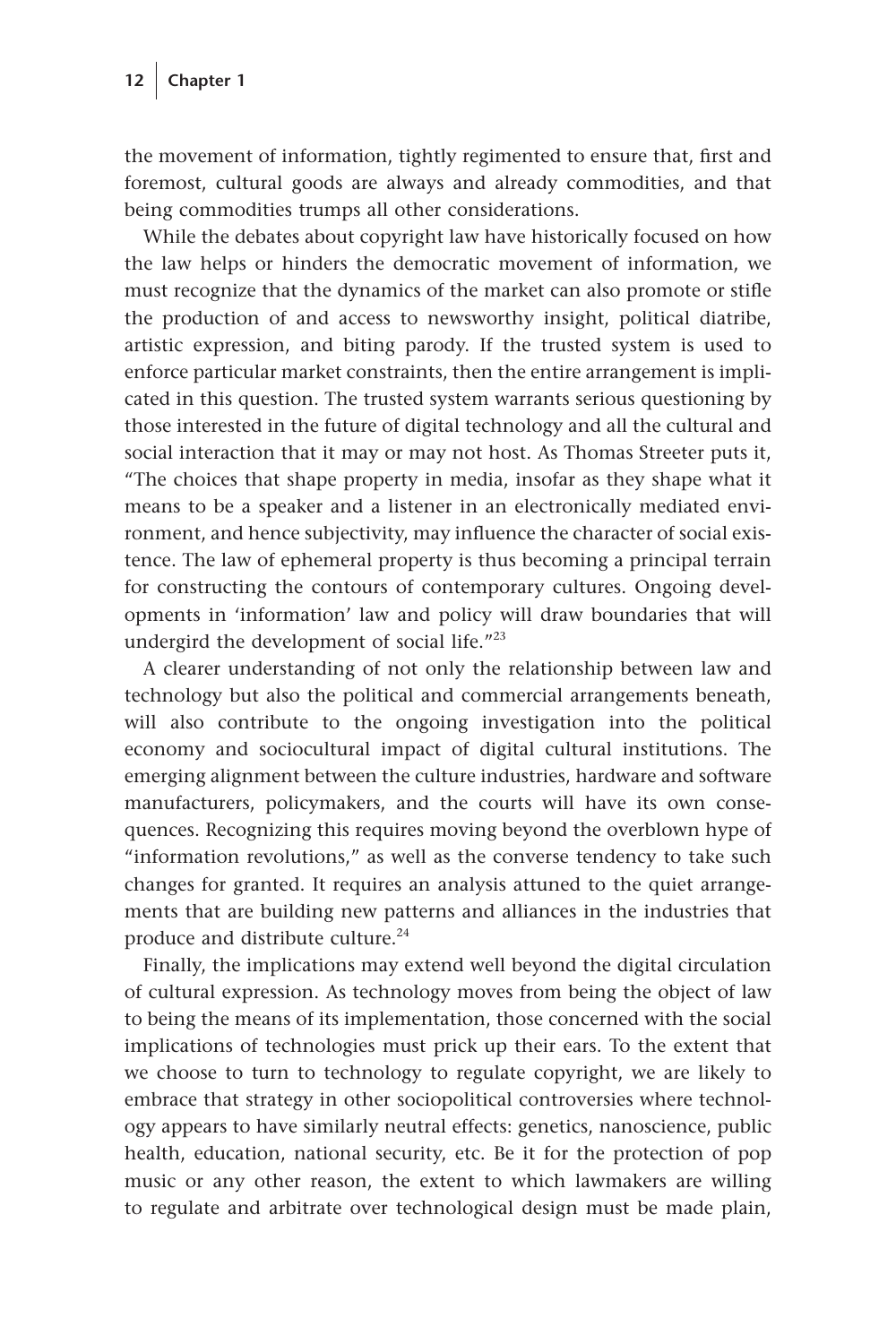the movement of information, tightly regimented to ensure that, first and foremost, cultural goods are always and already commodities, and that being commodities trumps all other considerations.

While the debates about copyright law have historically focused on how the law helps or hinders the democratic movement of information, we must recognize that the dynamics of the market can also promote or stifle the production of and access to newsworthy insight, political diatribe, artistic expression, and biting parody. If the trusted system is used to enforce particular market constraints, then the entire arrangement is implicated in this question. The trusted system warrants serious questioning by those interested in the future of digital technology and all the cultural and social interaction that it may or may not host. As Thomas Streeter puts it, "The choices that shape property in media, insofar as they shape what it means to be a speaker and a listener in an electronically mediated environment, and hence subjectivity, may influence the character of social existence. The law of ephemeral property is thus becoming a principal terrain for constructing the contours of contemporary cultures. Ongoing developments in 'information' law and policy will draw boundaries that will undergird the development of social life."[23]

A clearer understanding of not only the relationship between law and technology but also the political and commercial arrangements beneath, will also contribute to the ongoing investigation into the political economy and sociocultural impact of digital cultural institutions. The emerging alignment between the culture industries, hardware and software manufacturers, policymakers, and the courts will have its own consequences. Recognizing this requires moving beyond the overblown hype of "information revolutions," as well as the converse tendency to take such changes for granted. It requires an analysis attuned to the quiet arrangements that are building new patterns and alliances in the industries that produce and distribute culture.[24]

Finally, the implications may extend well beyond the digital circulation of cultural expression. As technology moves from being the object of law to being the means of its implementation, those concerned with the social implications of technologies must prick up their ears. To the extent that we choose to turn to technology to regulate copyright, we are likely to embrace that strategy in other sociopolitical controversies where technology appears to have similarly neutral effects: genetics, nanoscience, public health, education, national security, etc. Be it for the protection of pop music or any other reason, the extent to which lawmakers are willing to regulate and arbitrate over technological design must be made plain,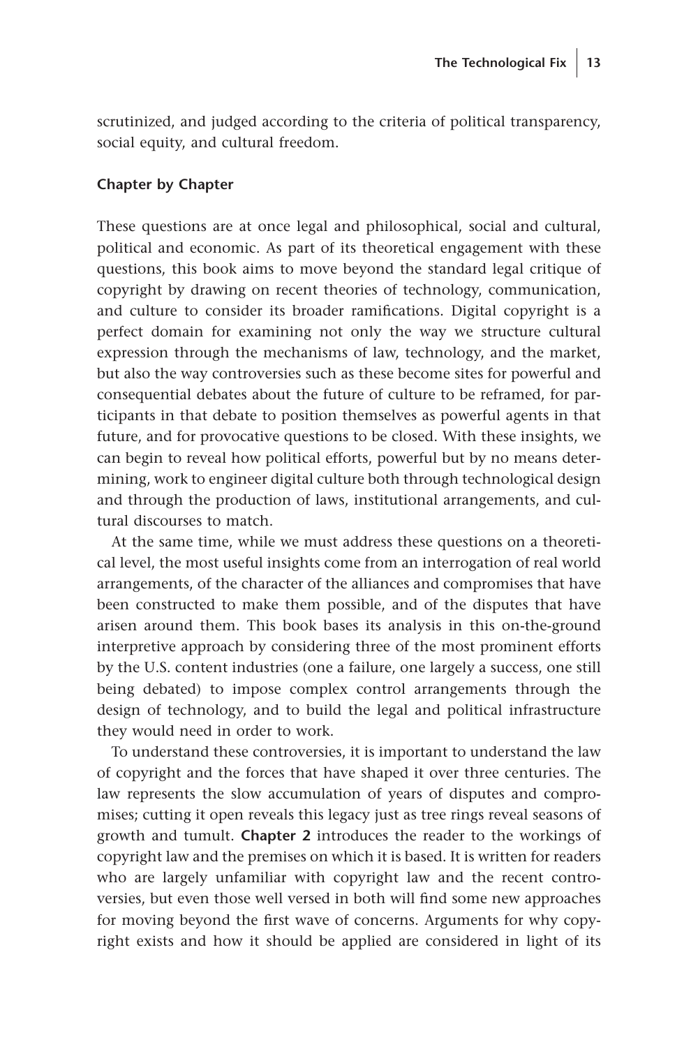scrutinized, and judged according to the criteria of political transparency, social equity, and cultural freedom.

### Chapter by Chapter

These questions are at once legal and philosophical, social and cultural, political and economic. As part of its theoretical engagement with these questions, this book aims to move beyond the standard legal critique of copyright by drawing on recent theories of technology, communication, and culture to consider its broader ramifications. Digital copyright is a perfect domain for examining not only the way we structure cultural expression through the mechanisms of law, technology, and the market, but also the way controversies such as these become sites for powerful and consequential debates about the future of culture to be reframed, for participants in that debate to position themselves as powerful agents in that future, and for provocative questions to be closed. With these insights, we can begin to reveal how political efforts, powerful but by no means determining, work to engineer digital culture both through technological design and through the production of laws, institutional arrangements, and cultural discourses to match.

At the same time, while we must address these questions on a theoretical level, the most useful insights come from an interrogation of real world arrangements, of the character of the alliances and compromises that have been constructed to make them possible, and of the disputes that have arisen around them. This book bases its analysis in this on-the-ground interpretive approach by considering three of the most prominent efforts by the U.S. content industries (one a failure, one largely a success, one still being debated) to impose complex control arrangements through the design of technology, and to build the legal and political infrastructure they would need in order to work.

To understand these controversies, it is important to understand the law of copyright and the forces that have shaped it over three centuries. The law represents the slow accumulation of years of disputes and compromises; cutting it open reveals this legacy just as tree rings reveal seasons of growth and tumult. **Chapter 2** introduces the reader to the workings of copyright law and the premises on which it is based. It is written for readers who are largely unfamiliar with copyright law and the recent controversies, but even those well versed in both will find some new approaches for moving beyond the first wave of concerns. Arguments for why copyright exists and how it should be applied are considered in light of its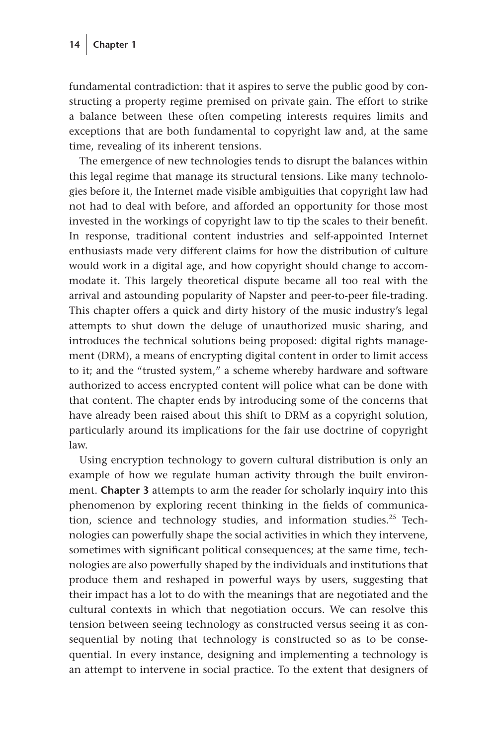fundamental contradiction: that it aspires to serve the public good by constructing a property regime premised on private gain. The effort to strike a balance between these often competing interests requires limits and exceptions that are both fundamental to copyright law and, at the same time, revealing of its inherent tensions.

The emergence of new technologies tends to disrupt the balances within this legal regime that manage its structural tensions. Like many technologies before it, the Internet made visible ambiguities that copyright law had not had to deal with before, and afforded an opportunity for those most invested in the workings of copyright law to tip the scales to their benefit. In response, traditional content industries and self-appointed Internet enthusiasts made very different claims for how the distribution of culture would work in a digital age, and how copyright should change to accommodate it. This largely theoretical dispute became all too real with the arrival and astounding popularity of Napster and peer-to-peer file-trading. This chapter offers a quick and dirty history of the music industry's legal attempts to shut down the deluge of unauthorized music sharing, and introduces the technical solutions being proposed: digital rights management (DRM), a means of encrypting digital content in order to limit access to it; and the "trusted system," a scheme whereby hardware and software authorized to access encrypted content will police what can be done with that content. The chapter ends by introducing some of the concerns that have already been raised about this shift to DRM as a copyright solution, particularly around its implications for the fair use doctrine of copyright law.

Using encryption technology to govern cultural distribution is only an example of how we regulate human activity through the built environment. **Chapter 3** attempts to arm the reader for scholarly inquiry into this phenomenon by exploring recent thinking in the fields of communication, science and technology studies, and information studies.[25] Technologies can powerfully shape the social activities in which they intervene, sometimes with significant political consequences; at the same time, technologies are also powerfully shaped by the individuals and institutions that produce them and reshaped in powerful ways by users, suggesting that their impact has a lot to do with the meanings that are negotiated and the cultural contexts in which that negotiation occurs. We can resolve this tension between seeing technology as constructed versus seeing it as consequential by noting that technology is constructed so as to be consequential. In every instance, designing and implementing a technology is an attempt to intervene in social practice. To the extent that designers of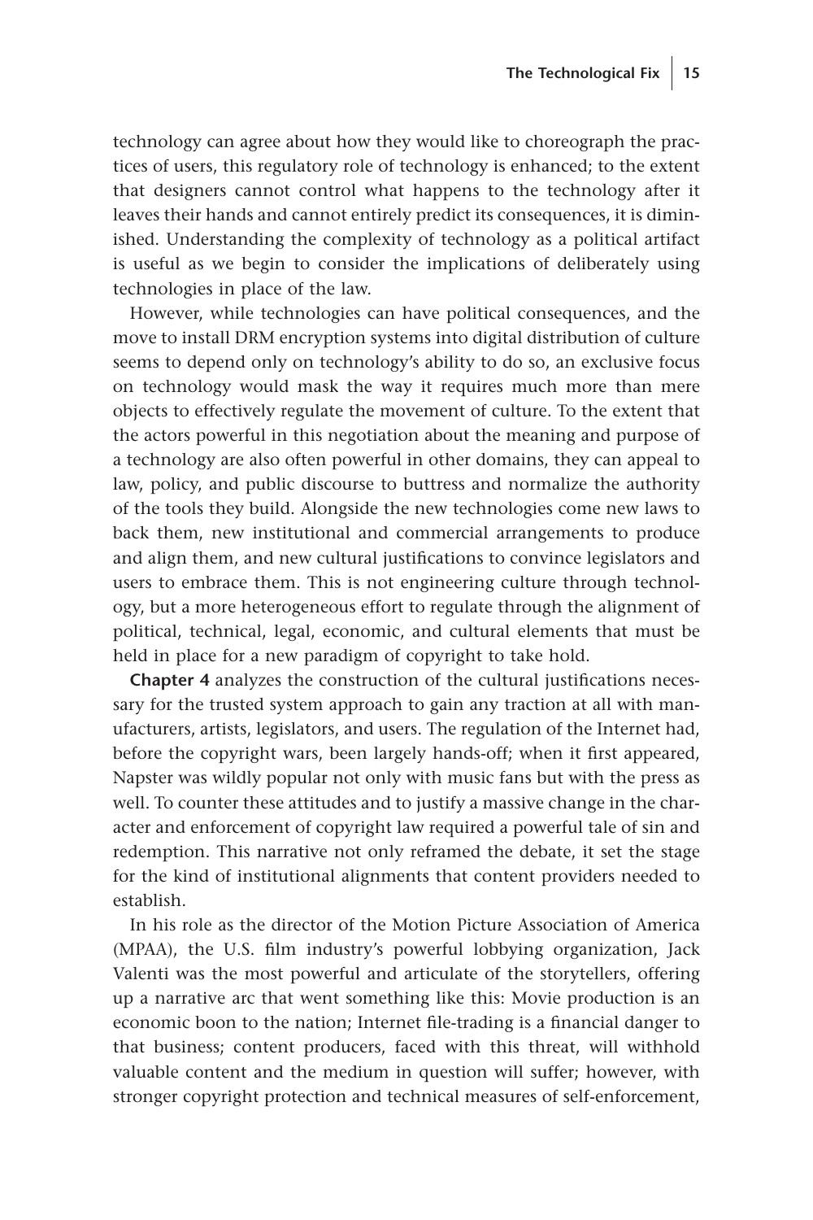technology can agree about how they would like to choreograph the practices of users, this regulatory role of technology is enhanced; to the extent that designers cannot control what happens to the technology after it leaves their hands and cannot entirely predict its consequences, it is diminished. Understanding the complexity of technology as a political artifact is useful as we begin to consider the implications of deliberately using technologies in place of the law.

However, while technologies can have political consequences, and the move to install DRM encryption systems into digital distribution of culture seems to depend only on technology's ability to do so, an exclusive focus on technology would mask the way it requires much more than mere objects to effectively regulate the movement of culture. To the extent that the actors powerful in this negotiation about the meaning and purpose of a technology are also often powerful in other domains, they can appeal to law, policy, and public discourse to buttress and normalize the authority of the tools they build. Alongside the new technologies come new laws to back them, new institutional and commercial arrangements to produce and align them, and new cultural justifications to convince legislators and users to embrace them. This is not engineering culture through technology, but a more heterogeneous effort to regulate through the alignment of political, technical, legal, economic, and cultural elements that must be held in place for a new paradigm of copyright to take hold.

**Chapter 4** analyzes the construction of the cultural justifications necessary for the trusted system approach to gain any traction at all with manufacturers, artists, legislators, and users. The regulation of the Internet had, before the copyright wars, been largely hands-off; when it first appeared, Napster was wildly popular not only with music fans but with the press as well. To counter these attitudes and to justify a massive change in the character and enforcement of copyright law required a powerful tale of sin and redemption. This narrative not only reframed the debate, it set the stage for the kind of institutional alignments that content providers needed to establish.

In his role as the director of the Motion Picture Association of America (MPAA), the U.S. film industry's powerful lobbying organization, Jack Valenti was the most powerful and articulate of the storytellers, offering up a narrative arc that went something like this: Movie production is an economic boon to the nation; Internet file-trading is a financial danger to that business; content producers, faced with this threat, will withhold valuable content and the medium in question will suffer; however, with stronger copyright protection and technical measures of self-enforcement,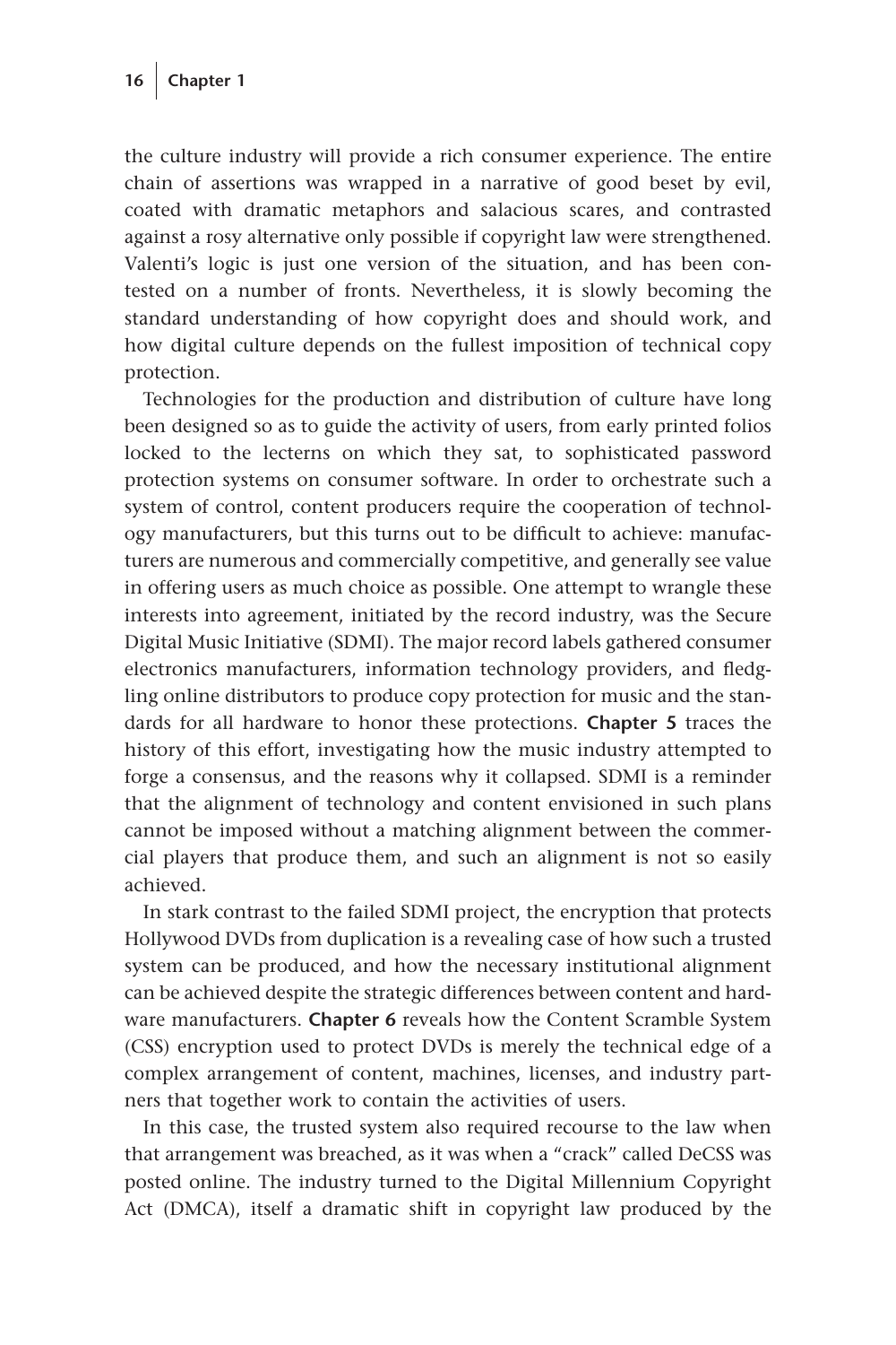the culture industry will provide a rich consumer experience. The entire chain of assertions was wrapped in a narrative of good beset by evil, coated with dramatic metaphors and salacious scares, and contrasted against a rosy alternative only possible if copyright law were strengthened. Valenti's logic is just one version of the situation, and has been contested on a number of fronts. Nevertheless, it is slowly becoming the standard understanding of how copyright does and should work, and how digital culture depends on the fullest imposition of technical copy protection.

Technologies for the production and distribution of culture have long been designed so as to guide the activity of users, from early printed folios locked to the lecterns on which they sat, to sophisticated password protection systems on consumer software. In order to orchestrate such a system of control, content producers require the cooperation of technology manufacturers, but this turns out to be difficult to achieve: manufacturers are numerous and commercially competitive, and generally see value in offering users as much choice as possible. One attempt to wrangle these interests into agreement, initiated by the record industry, was the Secure Digital Music Initiative (SDMI). The major record labels gathered consumer electronics manufacturers, information technology providers, and fledgling online distributors to produce copy protection for music and the standards for all hardware to honor these protections. **Chapter 5** traces the history of this effort, investigating how the music industry attempted to forge a consensus, and the reasons why it collapsed. SDMI is a reminder that the alignment of technology and content envisioned in such plans cannot be imposed without a matching alignment between the commercial players that produce them, and such an alignment is not so easily achieved.

In stark contrast to the failed SDMI project, the encryption that protects Hollywood DVDs from duplication is a revealing case of how such a trusted system can be produced, and how the necessary institutional alignment can be achieved despite the strategic differences between content and hardware manufacturers. **Chapter 6** reveals how the Content Scramble System (CSS) encryption used to protect DVDs is merely the technical edge of a complex arrangement of content, machines, licenses, and industry partners that together work to contain the activities of users.

In this case, the trusted system also required recourse to the law when that arrangement was breached, as it was when a "crack" called DeCSS was posted online. The industry turned to the Digital Millennium Copyright Act (DMCA), itself a dramatic shift in copyright law produced by the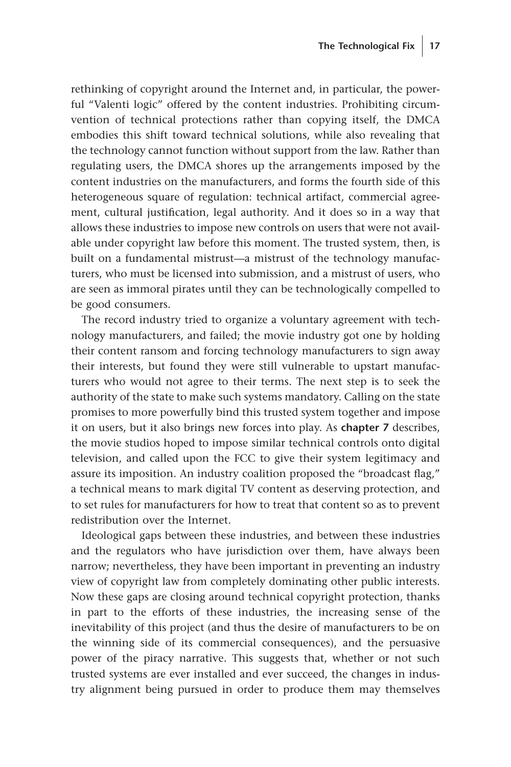rethinking of copyright around the Internet and, in particular, the powerful "Valenti logic" offered by the content industries. Prohibiting circumvention of technical protections rather than copying itself, the DMCA embodies this shift toward technical solutions, while also revealing that the technology cannot function without support from the law. Rather than regulating users, the DMCA shores up the arrangements imposed by the content industries on the manufacturers, and forms the fourth side of this heterogeneous square of regulation: technical artifact, commercial agreement, cultural justification, legal authority. And it does so in a way that allows these industries to impose new controls on users that were not available under copyright law before this moment. The trusted system, then, is built on a fundamental mistrust—a mistrust of the technology manufacturers, who must be licensed into submission, and a mistrust of users, who are seen as immoral pirates until they can be technologically compelled to be good consumers.

The record industry tried to organize a voluntary agreement with technology manufacturers, and failed; the movie industry got one by holding their content ransom and forcing technology manufacturers to sign away their interests, but found they were still vulnerable to upstart manufacturers who would not agree to their terms. The next step is to seek the authority of the state to make such systems mandatory. Calling on the state promises to more powerfully bind this trusted system together and impose it on users, but it also brings new forces into play. As **chapter 7** describes, the movie studios hoped to impose similar technical controls onto digital television, and called upon the FCC to give their system legitimacy and assure its imposition. An industry coalition proposed the "broadcast flag," a technical means to mark digital TV content as deserving protection, and to set rules for manufacturers for how to treat that content so as to prevent redistribution over the Internet.

Ideological gaps between these industries, and between these industries and the regulators who have jurisdiction over them, have always been narrow; nevertheless, they have been important in preventing an industry view of copyright law from completely dominating other public interests. Now these gaps are closing around technical copyright protection, thanks in part to the efforts of these industries, the increasing sense of the inevitability of this project (and thus the desire of manufacturers to be on the winning side of its commercial consequences), and the persuasive power of the piracy narrative. This suggests that, whether or not such trusted systems are ever installed and ever succeed, the changes in industry alignment being pursued in order to produce them may themselves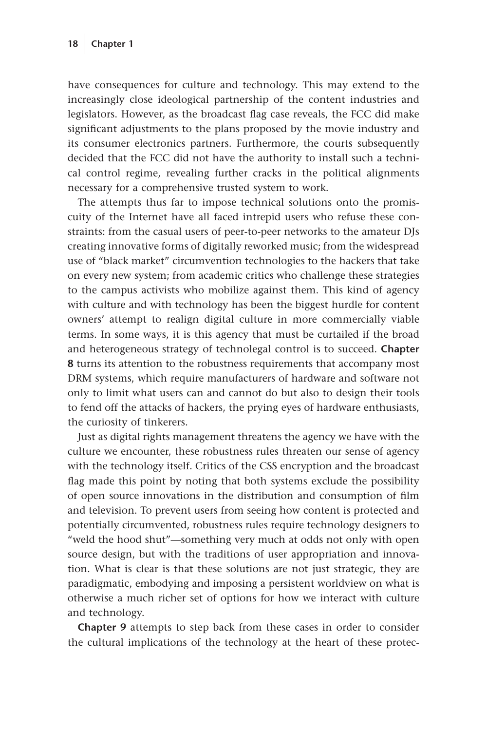have consequences for culture and technology. This may extend to the increasingly close ideological partnership of the content industries and legislators. However, as the broadcast flag case reveals, the FCC did make significant adjustments to the plans proposed by the movie industry and its consumer electronics partners. Furthermore, the courts subsequently decided that the FCC did not have the authority to install such a technical control regime, revealing further cracks in the political alignments necessary for a comprehensive trusted system to work.

The attempts thus far to impose technical solutions onto the promiscuity of the Internet have all faced intrepid users who refuse these constraints: from the casual users of peer-to-peer networks to the amateur DJs creating innovative forms of digitally reworked music; from the widespread use of "black market" circumvention technologies to the hackers that take on every new system; from academic critics who challenge these strategies to the campus activists who mobilize against them. This kind of agency with culture and with technology has been the biggest hurdle for content owners' attempt to realign digital culture in more commercially viable terms. In some ways, it is this agency that must be curtailed if the broad and heterogeneous strategy of technolegal control is to succeed. **Chapter 8** turns its attention to the robustness requirements that accompany most DRM systems, which require manufacturers of hardware and software not only to limit what users can and cannot do but also to design their tools to fend off the attacks of hackers, the prying eyes of hardware enthusiasts, the curiosity of tinkerers.

Just as digital rights management threatens the agency we have with the culture we encounter, these robustness rules threaten our sense of agency with the technology itself. Critics of the CSS encryption and the broadcast flag made this point by noting that both systems exclude the possibility of open source innovations in the distribution and consumption of film and television. To prevent users from seeing how content is protected and potentially circumvented, robustness rules require technology designers to "weld the hood shut"—something very much at odds not only with open source design, but with the traditions of user appropriation and innovation. What is clear is that these solutions are not just strategic, they are paradigmatic, embodying and imposing a persistent worldview on what is otherwise a much richer set of options for how we interact with culture and technology.

**Chapter 9** attempts to step back from these cases in order to consider the cultural implications of the technology at the heart of these protec-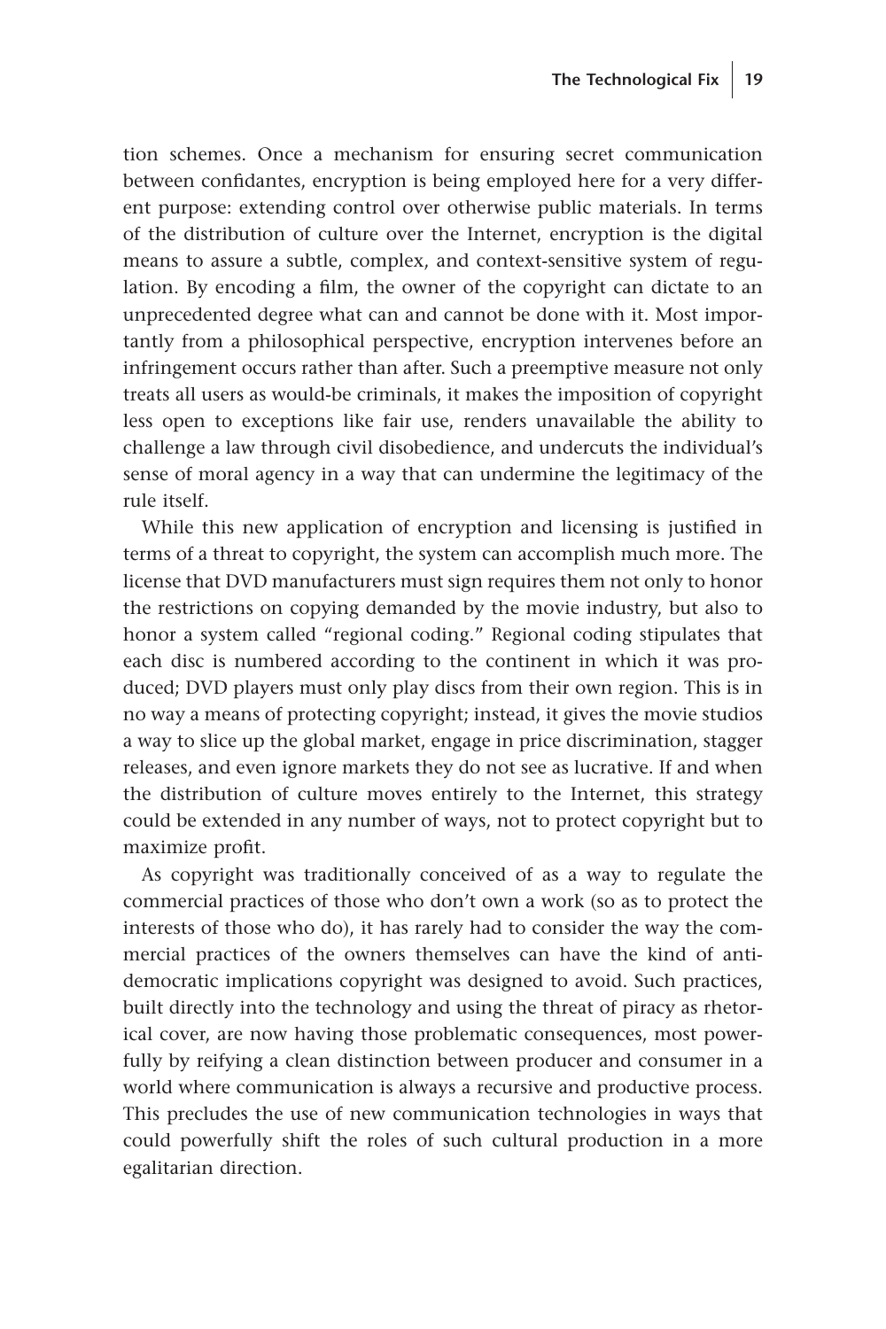tion schemes. Once a mechanism for ensuring secret communication between confidantes, encryption is being employed here for a very different purpose: extending control over otherwise public materials. In terms of the distribution of culture over the Internet, encryption is the digital means to assure a subtle, complex, and context-sensitive system of regulation. By encoding a film, the owner of the copyright can dictate to an unprecedented degree what can and cannot be done with it. Most importantly from a philosophical perspective, encryption intervenes before an infringement occurs rather than after. Such a preemptive measure not only treats all users as would-be criminals, it makes the imposition of copyright less open to exceptions like fair use, renders unavailable the ability to challenge a law through civil disobedience, and undercuts the individual's sense of moral agency in a way that can undermine the legitimacy of the rule itself.

While this new application of encryption and licensing is justified in terms of a threat to copyright, the system can accomplish much more. The license that DVD manufacturers must sign requires them not only to honor the restrictions on copying demanded by the movie industry, but also to honor a system called "regional coding." Regional coding stipulates that each disc is numbered according to the continent in which it was produced; DVD players must only play discs from their own region. This is in no way a means of protecting copyright; instead, it gives the movie studios a way to slice up the global market, engage in price discrimination, stagger releases, and even ignore markets they do not see as lucrative. If and when the distribution of culture moves entirely to the Internet, this strategy could be extended in any number of ways, not to protect copyright but to maximize profit.

As copyright was traditionally conceived of as a way to regulate the commercial practices of those who don't own a work (so as to protect the interests of those who do), it has rarely had to consider the way the commercial practices of the owners themselves can have the kind of antidemocratic implications copyright was designed to avoid. Such practices, built directly into the technology and using the threat of piracy as rhetorical cover, are now having those problematic consequences, most powerfully by reifying a clean distinction between producer and consumer in a world where communication is always a recursive and productive process. This precludes the use of new communication technologies in ways that could powerfully shift the roles of such cultural production in a more egalitarian direction.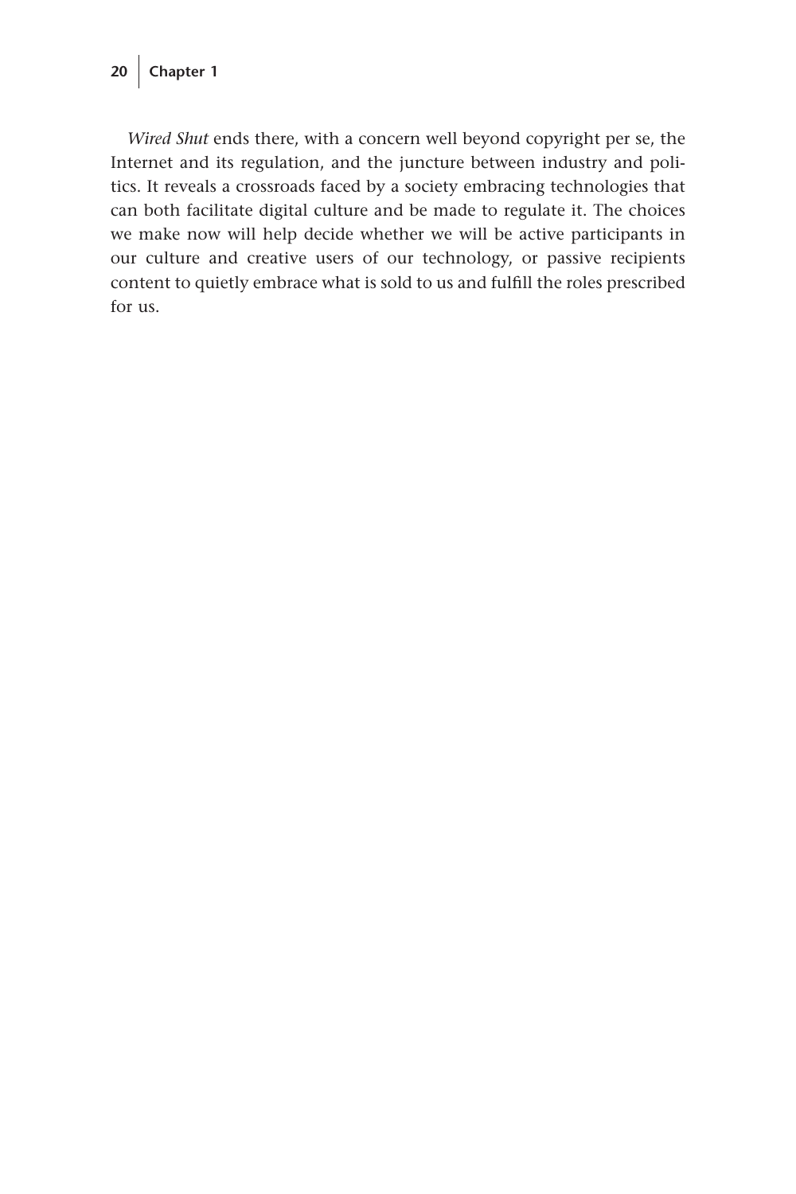*Wired Shut* ends there, with a concern well beyond copyright per se, the Internet and its regulation, and the juncture between industry and politics. It reveals a crossroads faced by a society embracing technologies that can both facilitate digital culture and be made to regulate it. The choices we make now will help decide whether we will be active participants in our culture and creative users of our technology, or passive recipients content to quietly embrace what is sold to us and fulfill the roles prescribed for us.